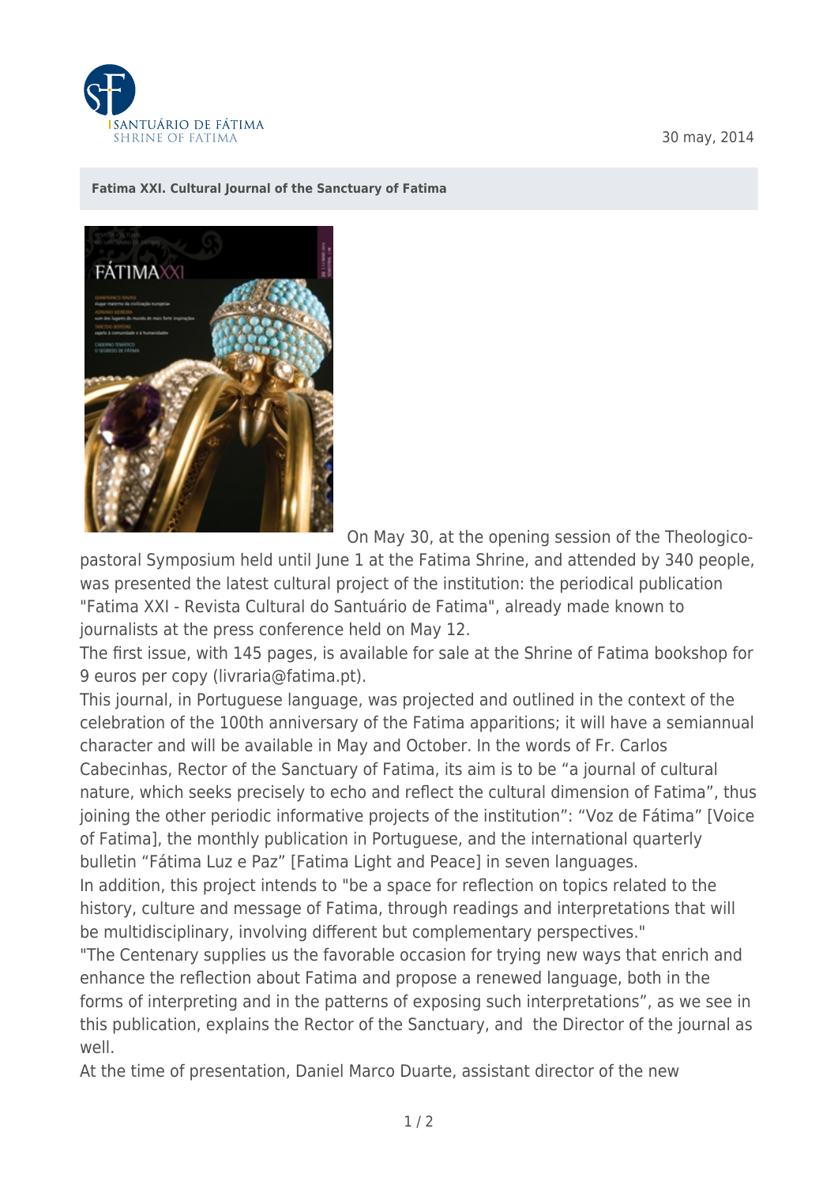30 may, 2014

**Fatima XXI. Cultural Journal of the Sanctuary of Fatima**

On May 30, at the opening session of the Theologico-pastoral Symposium held until June 1 at the Fatima Shrine, and attended by 340 people, was presented the latest cultural project of the institution: the periodical publication "Fatima XXI - Revista Cultural do Santuário de Fatima", already made known to journalists at the press conference held on May 12.

The first issue, with 145 pages, is available for sale at the Shrine of Fatima bookshop for 9 euros per copy (livraria@fatima.pt).

This journal, in Portuguese language, was projected and outlined in the context of the celebration of the 100th anniversary of the Fatima apparitions; it will have a semiannual character and will be available in May and October. In the words of Fr. Carlos Cabecinhas, Rector of the Sanctuary of Fatima, its aim is to be "a journal of cultural nature, which seeks precisely to echo and reflect the cultural dimension of Fatima", thus joining the other periodic informative projects of the institution": "Voz de Fátima" [Voice of Fatima], the monthly publication in Portuguese, and the international quarterly bulletin "Fátima Luz e Paz" [Fatima Light and Peace] in seven languages.

In addition, this project intends to "be a space for reflection on topics related to the history, culture and message of Fatima, through readings and interpretations that will be multidisciplinary, involving different but complementary perspectives."

"The Centenary supplies us the favorable occasion for trying new ways that enrich and enhance the reflection about Fatima and propose a renewed language, both in the forms of interpreting and in the patterns of exposing such interpretations", as we see in this publication, explains the Rector of the Sanctuary, and the Director of the journal as well.

At the time of presentation, Daniel Marco Duarte, assistant director of the new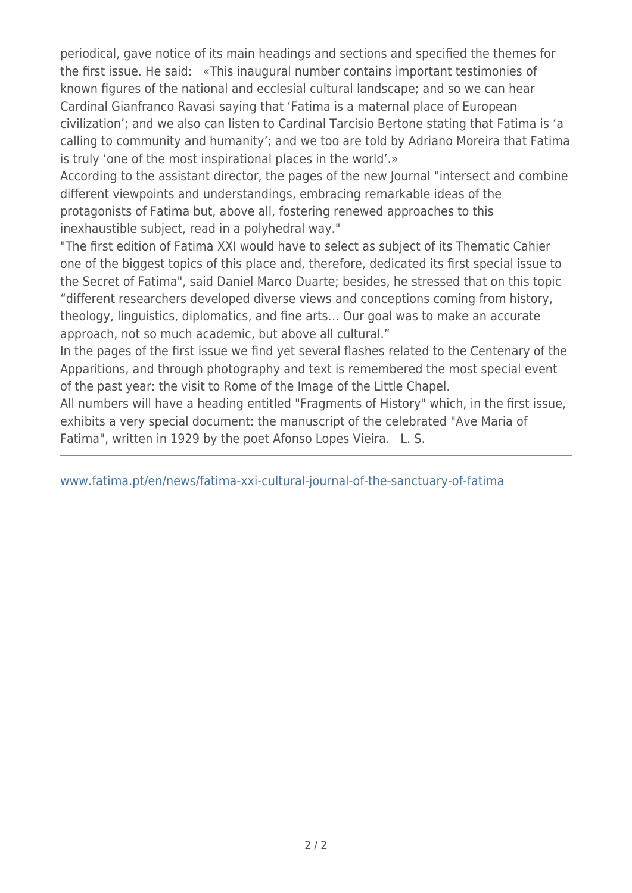periodical, gave notice of its main headings and sections and specified the themes for the first issue. He said: «This inaugural number contains important testimonies of known figures of the national and ecclesial cultural landscape; and so we can hear Cardinal Gianfranco Ravasi saying that 'Fatima is a maternal place of European civilization'; and we also can listen to Cardinal Tarcisio Bertone stating that Fatima is 'a calling to community and humanity'; and we too are told by Adriano Moreira that Fatima is truly 'one of the most inspirational places in the world'.»

According to the assistant director, the pages of the new Journal "intersect and combine different viewpoints and understandings, embracing remarkable ideas of the protagonists of Fatima but, above all, fostering renewed approaches to this inexhaustible subject, read in a polyhedral way."

"The first edition of Fatima XXI would have to select as subject of its Thematic Cahier one of the biggest topics of this place and, therefore, dedicated its first special issue to the Secret of Fatima", said Daniel Marco Duarte; besides, he stressed that on this topic "different researchers developed diverse views and conceptions coming from history, theology, linguistics, diplomatics, and fine arts… Our goal was to make an accurate approach, not so much academic, but above all cultural."

In the pages of the first issue we find yet several flashes related to the Centenary of the Apparitions, and through photography and text is remembered the most special event of the past year: the visit to Rome of the Image of the Little Chapel.

All numbers will have a heading entitled "Fragments of History" which, in the first issue, exhibits a very special document: the manuscript of the celebrated "Ave Maria of Fatima", written in 1929 by the poet Afonso Lopes Vieira. L. S.

---

www.fatima.pt/en/news/fatima-xxi-cultural-journal-of-the-sanctuary-of-fatima